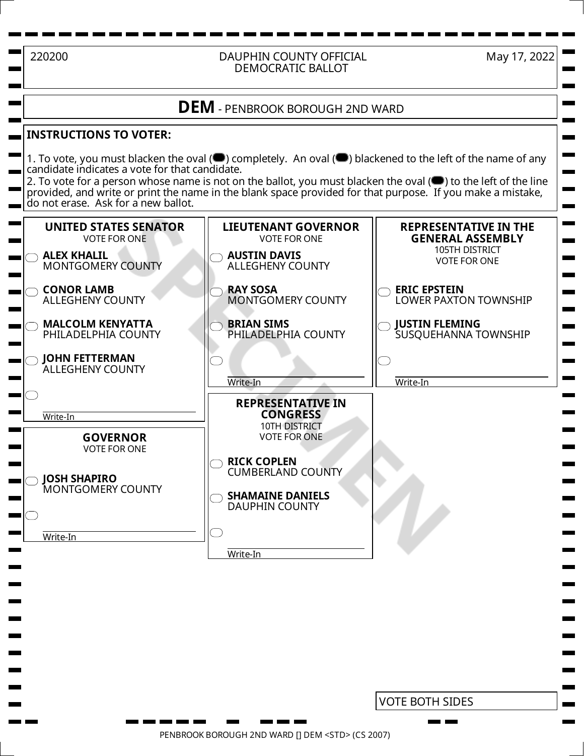220200

DAUPHIN COUNTY OFFICIAL
DEMOCRATIC BALLOT

May 17, 2022

# DEM - PENBROOK BOROUGH 2ND WARD

**INSTRUCTIONS TO VOTER:**

1. To vote, you must blacken the oval (⬬) completely. An oval (⬬) blackened to the left of the name of any candidate indicates a vote for that candidate.
2. To vote for a person whose name is not on the ballot, you must blacken the oval (⬬) to the left of the line provided, and write or print the name in the blank space provided for that purpose. If you make a mistake, do not erase. Ask for a new ballot.

## UNITED STATES SENATOR
VOTE FOR ONE

- ⬭ **ALEX KHALIL** MONTGOMERY COUNTY
- ⬭ **CONOR LAMB** ALLEGHENY COUNTY
- ⬭ **MALCOLM KENYATTA** PHILADELPHIA COUNTY
- ⬭ **JOHN FETTERMAN** ALLEGHENY COUNTY
- ⬭ ______________ Write-In

## GOVERNOR
VOTE FOR ONE

- ⬭ **JOSH SHAPIRO** MONTGOMERY COUNTY
- ⬭ ______________ Write-In

## LIEUTENANT GOVERNOR
VOTE FOR ONE

- ⬭ **AUSTIN DAVIS** ALLEGHENY COUNTY
- ⬭ **RAY SOSA** MONTGOMERY COUNTY
- ⬭ **BRIAN SIMS** PHILADELPHIA COUNTY
- ⬭ ______________ Write-In

## REPRESENTATIVE IN CONGRESS
10TH DISTRICT
VOTE FOR ONE

- ⬭ **RICK COPLEN** CUMBERLAND COUNTY
- ⬭ **SHAMAINE DANIELS** DAUPHIN COUNTY
- ⬭ ______________ Write-In

## REPRESENTATIVE IN THE GENERAL ASSEMBLY
105TH DISTRICT
VOTE FOR ONE

- ⬭ **ERIC EPSTEIN** LOWER PAXTON TOWNSHIP
- ⬭ **JUSTIN FLEMING** SUSQUEHANNA TOWNSHIP
- ⬭ ______________ Write-In

VOTE BOTH SIDES

PENBROOK BOROUGH 2ND WARD [] DEM <STD> (CS 2007)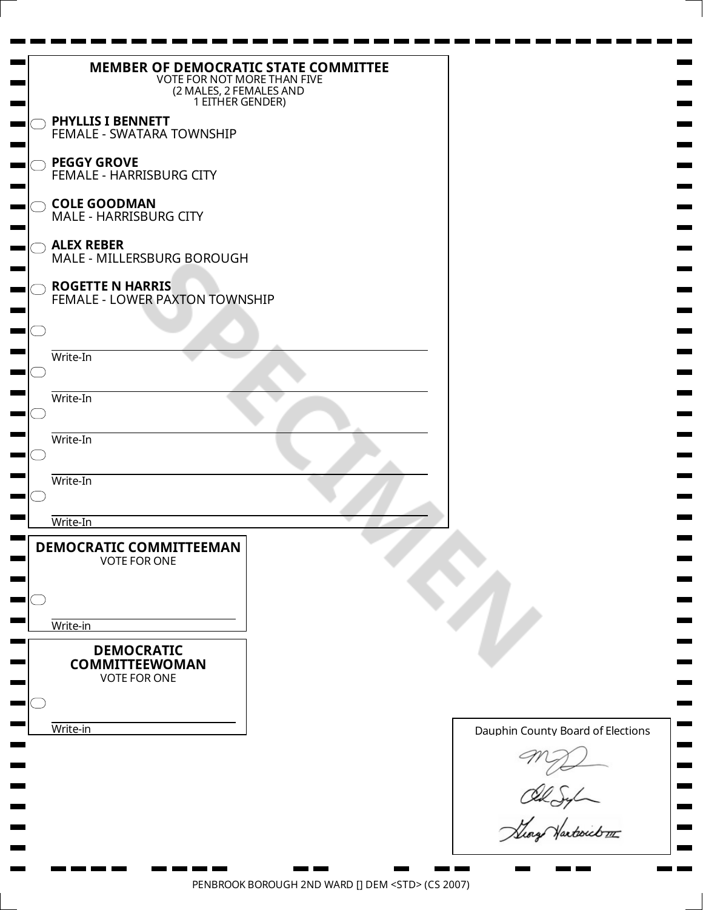## MEMBER OF DEMOCRATIC STATE COMMITTEE

VOTE FOR NOT MORE THAN FIVE
(2 MALES, 2 FEMALES AND
1 EITHER GENDER)

- **PHYLLIS I BENNETT**
  FEMALE - SWATARA TOWNSHIP
- **PEGGY GROVE**
  FEMALE - HARRISBURG CITY
- **COLE GOODMAN**
  MALE - HARRISBURG CITY
- **ALEX REBER**
  MALE - MILLERSBURG BOROUGH
- **ROGETTE N HARRIS**
  FEMALE - LOWER PAXTON TOWNSHIP
- Write-In
- Write-In
- Write-In
- Write-In
- Write-In

## DEMOCRATIC COMMITTEEMAN

VOTE FOR ONE

- Write-in

## DEMOCRATIC COMMITTEEWOMAN

VOTE FOR ONE

- Write-in

SPECIMEN

Dauphin County Board of Elections

PENBROOK BOROUGH 2ND WARD [] DEM <STD> (CS 2007)